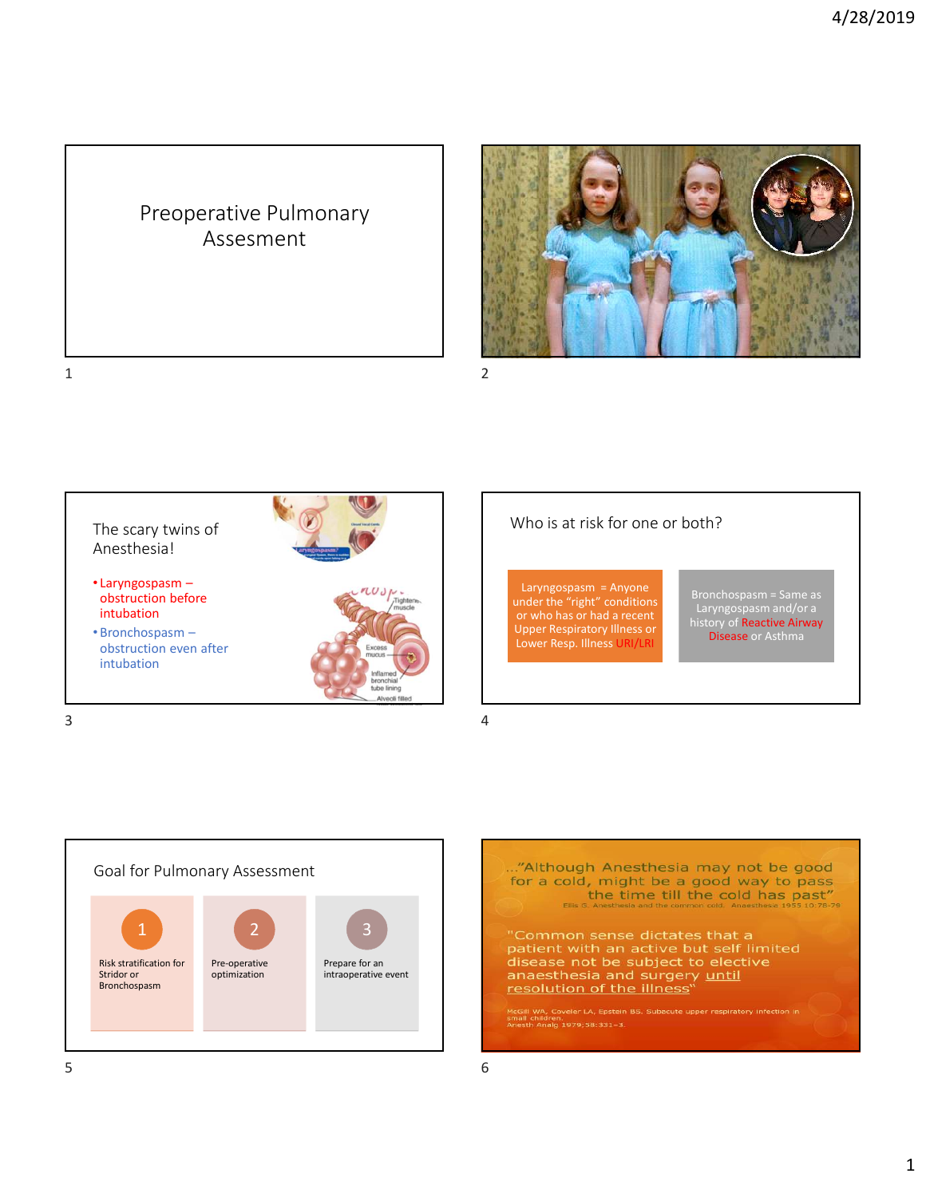# Preoperative Pulmonary Assesment

## The scary twins of Anesthesia!

- Laryngospasm – obstruction before intubation
- Bronchospasm – obstruction even after intubation

## Who is at risk for one or both?

Laryngospasm = Anyone under the "right" conditions or who has or had a recent Upper Respiratory Illness or Lower Resp. Illness URI/LRI

Bronchospasm = Same as Laryngospasm and/or a history of Reactive Airway Disease or Asthma

## Goal for Pulmonary Assessment

1. Risk stratification for Stridor or Bronchospasm
2. Pre-operative optimization
3. Prepare for an intraoperative event

..."Although Anesthesia may not be good for a cold, might be a good way to pass the time till the cold has past"

Ellis G. Anesthesia and the common cold. Anaesthesia 1955 10:78-79

"Common sense dictates that a patient with an active but self limited disease not be subject to elective anaesthesia and surgery until resolution of the illness"

McGill WA, Coveler LA, Epstein BS. Subacute upper respiratory infection in small children. Anesth Analg 1979;58:331–3.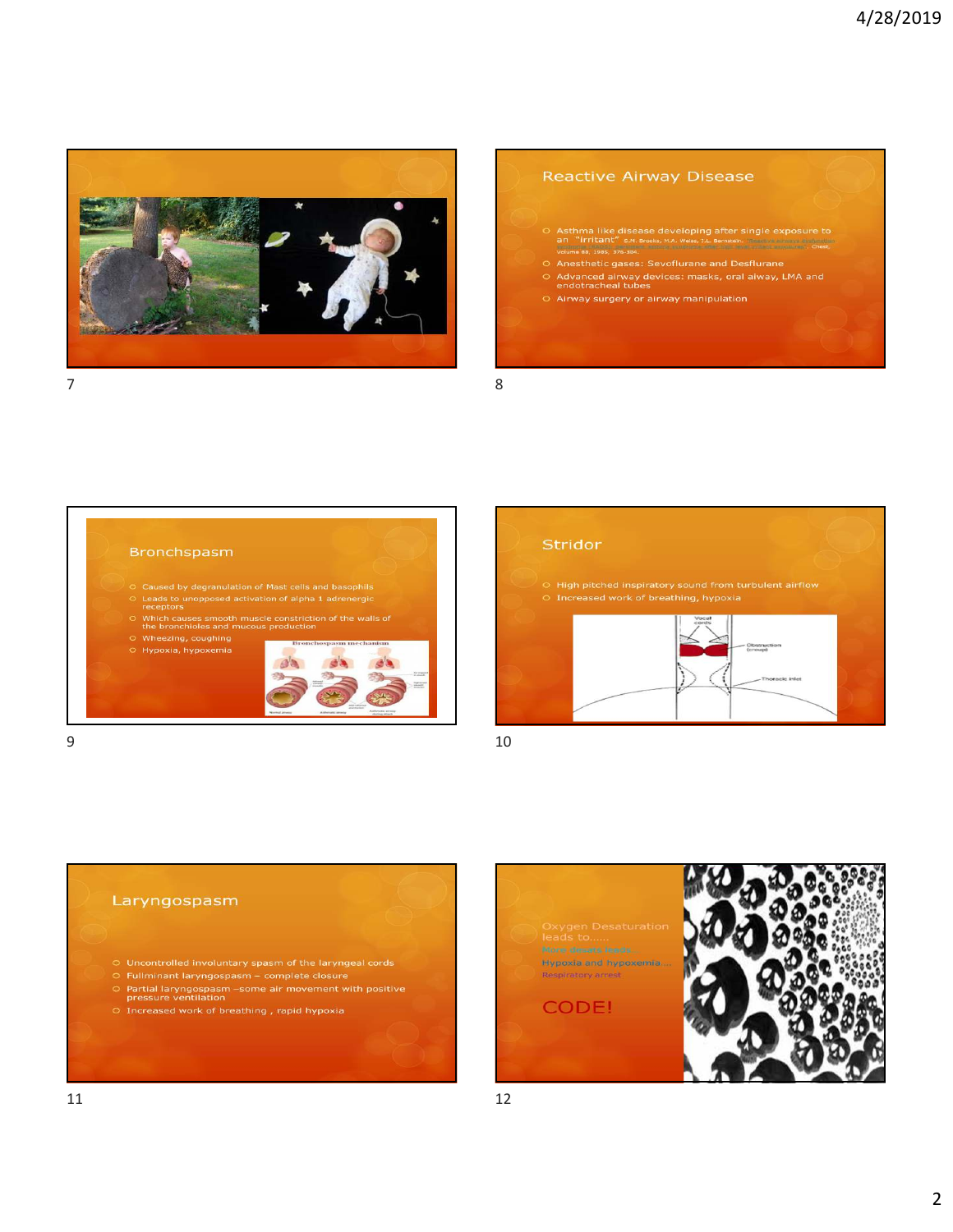## Reactive Airway Disease

- Asthma like disease developing after single exposure to an "irritant" S.M. Brooks, M.A. Weiss, I.L. Bernstein, "Reactive airways dysfunction syndrome (RADS): persistent asthma syndrome after high level irritant exposures", Chest, Volume 88, 1985, 376-384.
- Anesthetic gases: Sevoflurane and Desflurane
- Advanced airway devices: masks, oral alway, LMA and endotracheal tubes
- Airway surgery or airway manipulation

## Bronchspasm

- Caused by degranulation of Mast cells and basophils
- Leads to unopposed activation of alpha 1 adrenergic receptors
- Which causes smooth muscle constriction of the walls of the bronchioles and mucous production
- Wheezing, coughing
- Hypoxia, hypoxemia

## Stridor

- High pitched inspiratory sound from turbulent airflow
- Increased work of breathing, hypoxia

## Laryngospasm

- Uncontrolled involuntary spasm of the laryngeal cords
- Fullminant laryngospasm – complete closure
- Partial laryngospasm –some air movement with positive pressure ventilation
- Increased work of breathing , rapid hypoxia

Oxygen Desaturation leads to......

More desats leads...

Hypoxia and hypoxemia....

Respiratory arrest

CODE!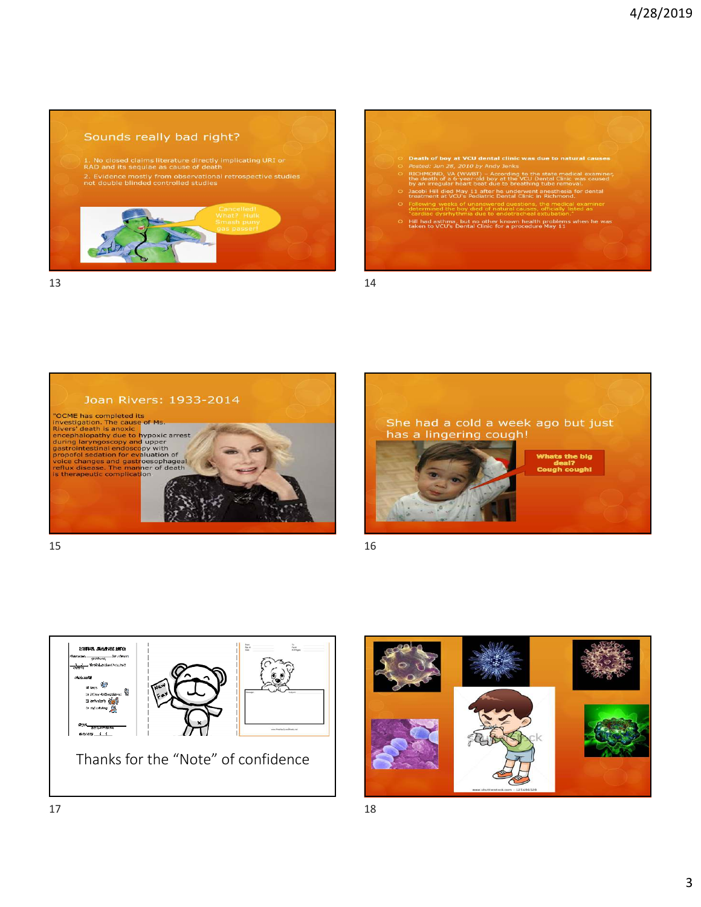## Sounds really bad right?

1. No closed claims literature directly implicating URI or RAD and its sequlae as cause of death
2. Evidence mostly from observational retrospective studies not double blinded controlled studies

Cancelled! What? Hulk Smash puny gas passer!

- **Death of boy at VCU dental clinic was due to natural causes**
- *Posted: Jun 28, 2010 by* Andy Jenks
- RICHMOND, VA (WWBT) – According to the state medical examiner, the death of a 6-year-old boy at the VCU Dental Clinic was caused by an irregular heart beat due to breathing tube removal.
- Jacobi Hill died May 11 after he underwent anesthesia for dental treatment at VCU's Pediatric Dental Clinic in Richmond.
- Following weeks of unanswered questions, the medical examiner determined the boy died of natural causes, officially listed as "cardiac dysrhythmia due to endotracheal extubation."
- Hill had asthma, but no other known health problems when he was taken to VCU's Dental Clinic for a procedure May 11

## Joan Rivers: 1933-2014

"OCME has completed its investigation. The cause of Ms. Rivers' death is anoxic encephalopathy due to hypoxic arrest during laryngoscopy and upper gastrointestinal endoscopy with propofol sedation for evaluation of voice changes and gastroesophageal reflux disease. The manner of death is therapeutic complication.

## She had a cold a week ago but just has a lingering cough!

Whats the big deal? Cough cough!

Thanks for the "Note" of confidence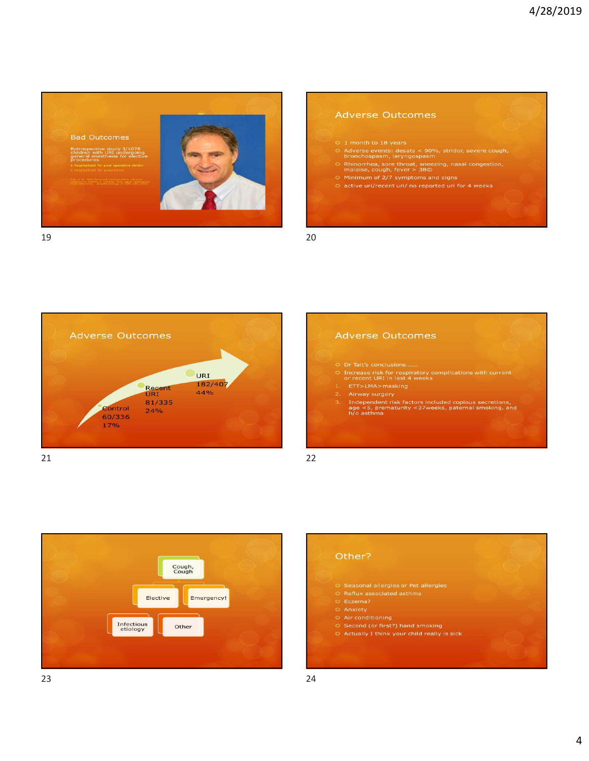## Bad Outcomes

Retrospective study 3/1078 children with URI undergoing general anesthesia for elective procedures

1 hospitalized for post operative stridor

2 hospitalized for pneumonia

Tait et al. Risk factors for perioperative adverse respiratory events in children with upper respiratory tract infections. Anesthesiology 95:299-306, 2001

## Adverse Outcomes

- 1 month to 18 years
- Adverse events: desats < 90%, stridor, severe cough, bronchospasm, laryngospasm
- Rhinorrhea, sore throat, sneezing, nasal congestion, malaise, cough, fever > 38©
- Minimum of 2/7 symptoms and signs
- active uri/recent uri/ no reported uri for 4 weeks

## Adverse Outcomes

Control 60/336 17%

Recent URI 81/335 24%

URI 182/407 44%

## Adverse Outcomes

- Dr Tait's conclusions.......
- Increase risk for respiratory complications with current or recent URI in last 4 weeks

1. ETT>LMA>masking
2. Airway surgery
3. Independent risk factors included copious secretions, age <5, prematurity <37weeks, paternal smoking, and h/o asthma

Cough, Cough

Elective

Emergency!

Infectious etiology

Other

## Other?

- Seasonal allergies or Pet allergies
- Reflux associated asthma
- Eczema?
- Anxiety
- Air conditioning
- Second (or first?) hand smoking
- Actually I think your child really is sick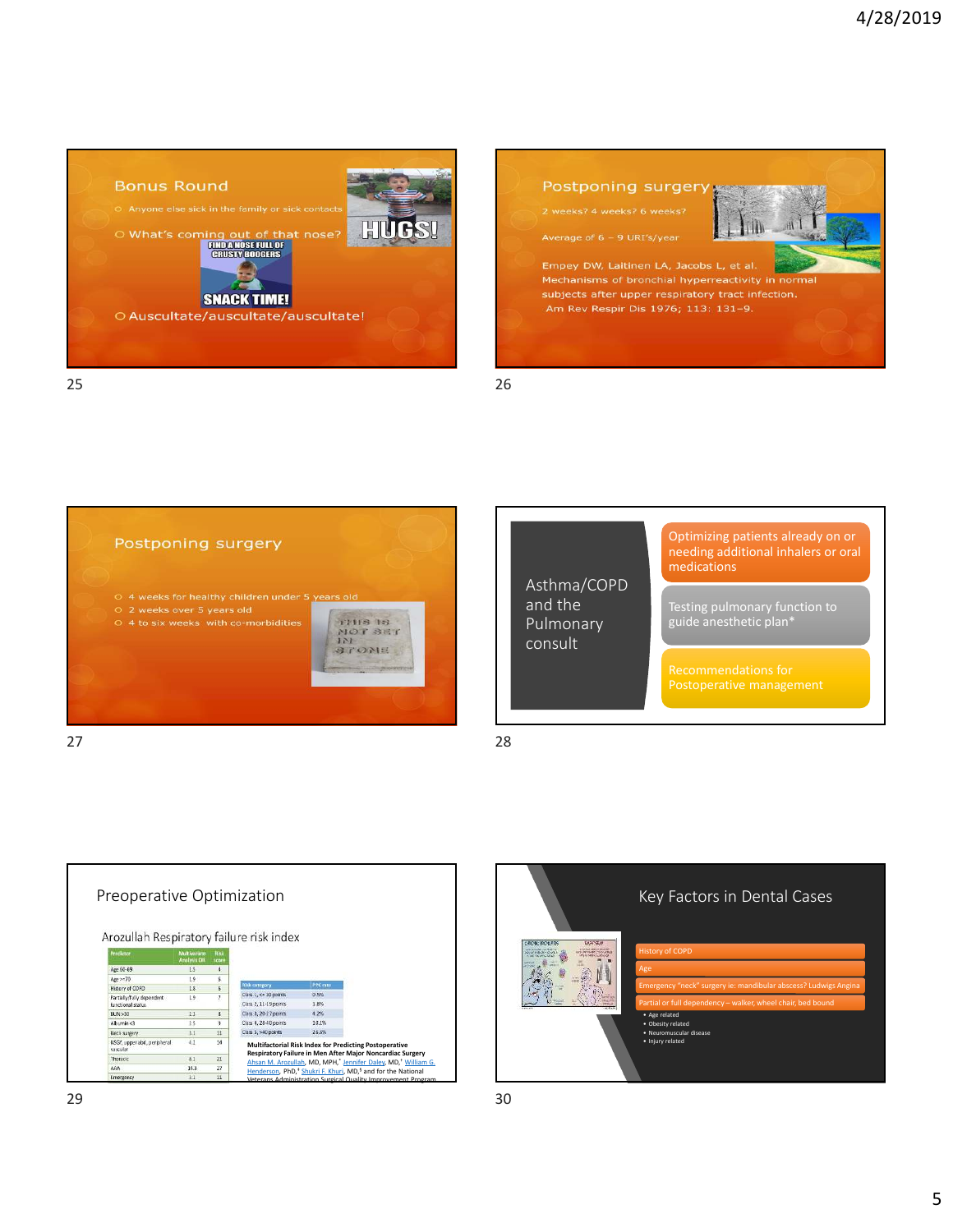## Bonus Round

- Anyone else sick in the family or sick contacts
- What's coming out of that nose?
- Auscultate/auscultate/auscultate!

## Postponing surgery

2 weeks? 4 weeks? 6 weeks?

Average of 6 – 9 URI's/year

Empey DW, Laitinen LA, Jacobs L, et al. Mechanisms of bronchial hyperreactivity in normal subjects after upper respiratory tract infection. Am Rev Respir Dis 1976; 113: 131–9.

## Postponing surgery

- 4 weeks for healthy children under 5 years old
- 2 weeks over 5 years old
- 4 to six weeks with co-morbidities

## Asthma/COPD and the Pulmonary consult

- Optimizing patients already on or needing additional inhalers or oral medications
- Testing pulmonary function to guide anesthetic plan*
- Recommendations for Postoperative management

## Preoperative Optimization

Arozullah Respiratory failure risk index

| Predictor | Multivariate Analysis OR | Risk score |
|---|---|---|
| Age 60-69 | 1.5 | 4 |
| Age >=70 | 1.9 | 6 |
| History of COPD | 1.8 | 6 |
| Partially/fully dependent functional status | 1.9 | 7 |
| BUN >30 | 2.1 | 8 |
| Albumin <3 | 1.5 | 9 |
| Neck surgery | 3.1 | 11 |
| NSGY, upper abd, peripheral vascular | 4.1 | 14 |
| Thoracic | 8.1 | 21 |
| AAA | 14.3 | 27 |
| Emergency | 3.1 | 11 |

| Risk category | PRF rate |
|---|---|
| Class 1, <= 10 points | 0.5% |
| Class 2, 11-19 points | 1.8% |
| Class 3, 20-27 points | 4.2% |
| Class 4, 28-40 points | 10.1% |
| Class 5, >40 points | 26.6% |

**Multifactorial Risk Index for Predicting Postoperative Respiratory Failure in Men After Major Noncardiac Surgery**
Ahsan M. Arozullah, MD, MPH,* Jennifer Daley, MD,† William G. Henderson, PhD,‡ Shukri F. Khuri, MD,§ and for the National Veterans Administration Surgical Quality Improvement Program

## Key Factors in Dental Cases

- History of COPD
- Age
- Emergency "neck" surgery ie: mandibular abscess? Ludwigs Angina
- Partial or full dependency – walker, wheel chair, bed bound
  - Age related
  - Obesity related
  - Neuromuscular disease
  - Injury related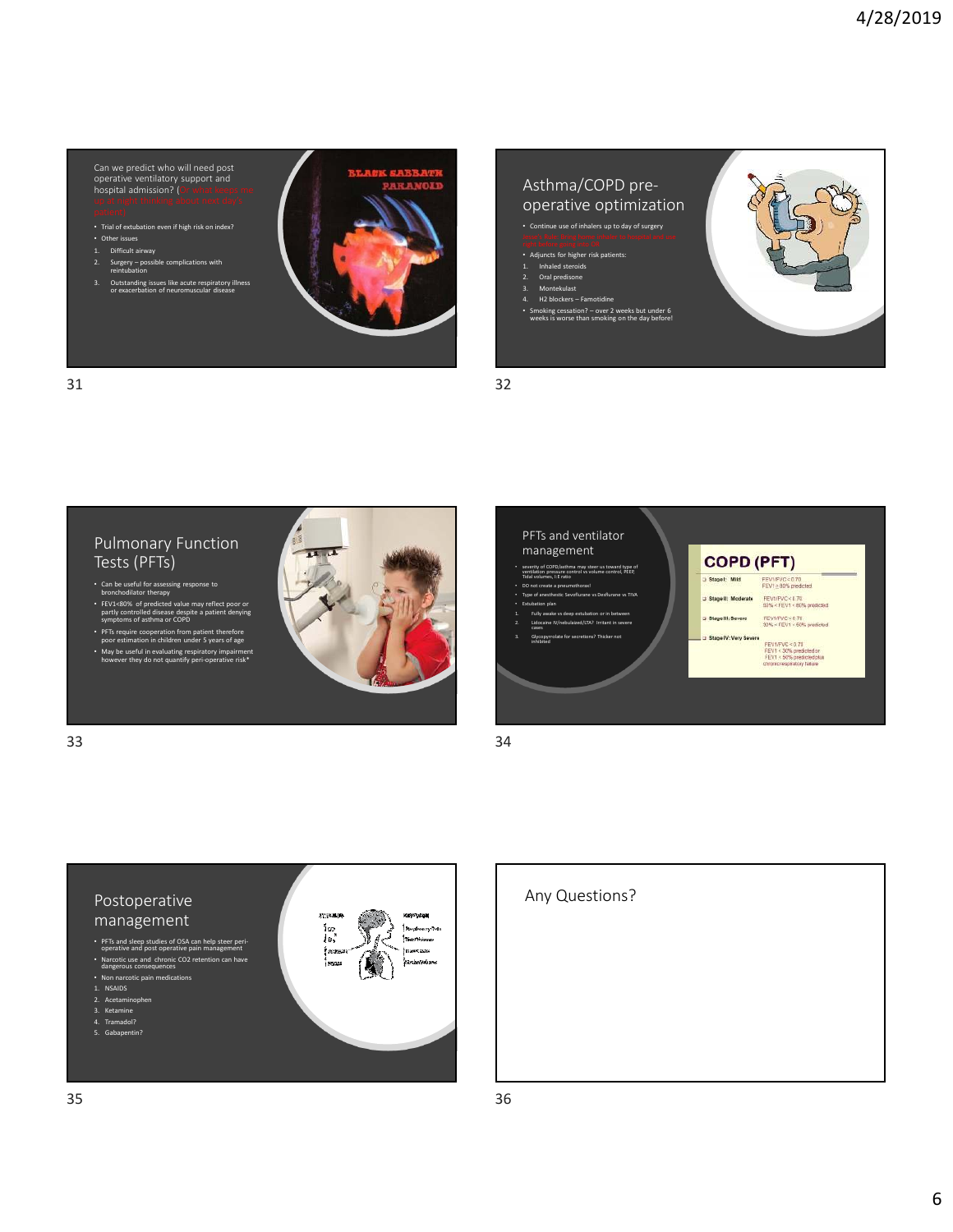## Can we predict who will need post operative ventilatory support and hospital admission? (Or what happens up at night that we don't think about next day's surgery)

- Trial of extubation even if high risk on index?
- Other issues

1. Difficult airway
2. Surgery – possible complications with reintubation
3. Outstanding issues like acute respiratory illness or exacerbation of neuromuscular disease

BLACK SABBATH PARANOID

## Asthma/COPD pre-operative optimization

- Continue use of inhalers up to day of surgery

Some studies say bring the inhaler to the OR and use right before going into OR

- Adjuncts for higher risk patients:

1. Inhaled steroids
2. Oral predisone
3. Montekulast
4. H2 blockers – Famotidine

- Smoking cessation? – over 2 weeks but under 6 weeks is worse than smoking on the day before!

## Pulmonary Function Tests (PFTs)

- Can be useful for assessing response to bronchodilator therapy
- FEV1<80% of predicted value may reflect poor or partly controlled disease despite a patient denying symptoms of asthma or COPD
- PFTs require cooperation from patient therefore poor estimation in children under 5 years of age
- May be useful in evaluating respiratory impairment however they do not quantify peri-operative risk*

## PFTs and ventilator management

- severity of COPD/asthma may steer us toward type of ventilation pressure control vs volume control, PEEP, Tidal volumes, I:E ratio
- DO not create a pneumothorax!
- Type of anesthetic Sevoflurane vs Desflurane vs TIVA
- Extubation plan

1. Fully awake vs deep extubation or in between
2. Lidocaine IV/nebulaized/LTA? Irritant in severe cases
3. Glycopyrrolate for secretions? Thicker not inhibited

**COPD (PFT)**

- Stage I: Mild — FEV1/FVC < 0.70, FEV1 ≥ 80% predicted
- Stage II: Moderate — FEV1/FVC < 0.70, 50% < FEV1 < 80% predicted
- Stage III: Severe — FEV1/FVC < 0.70, 30% < FEV1 < 50% predicted
- Stage IV: Very Severe — FEV1/FVC < 0.70, FEV1 < 30% predicted or FEV1 < 50% predicted plus chronic respiratory failure

## Postoperative management

- PFTs and sleep studies of OSA can help steer peri-operative and post operative pain management
- Narcotic use and chronic CO2 retention can have dangerous consequences
- Non narcotic pain medications

1. NSAIDS
2. Acetaminophen
3. Ketamine
4. Tramadol?
5. Gabapentin?

## Any Questions?